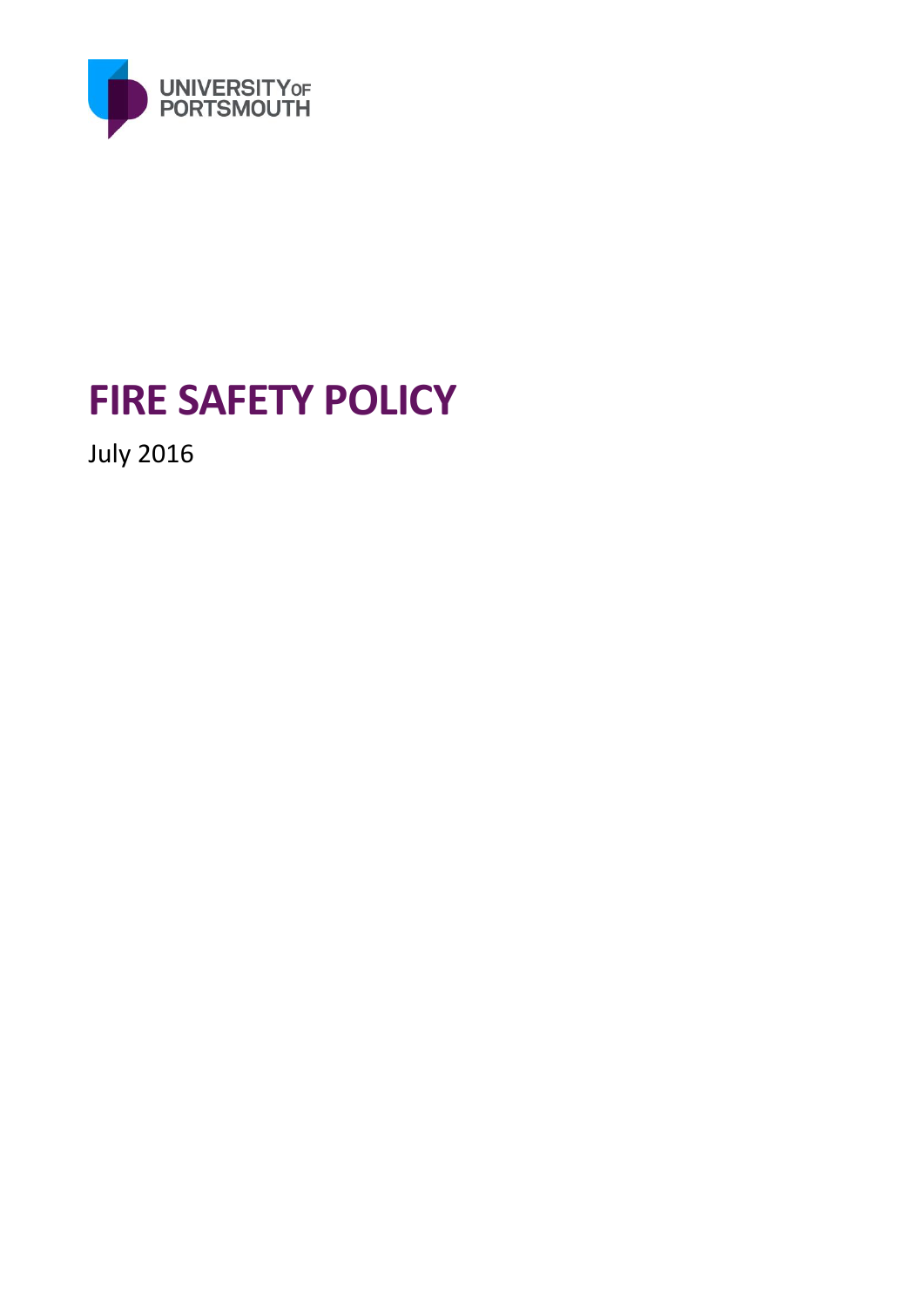UNIVERSITY OF PORTSMOUTH

# FIRE SAFETY POLICY

July 2016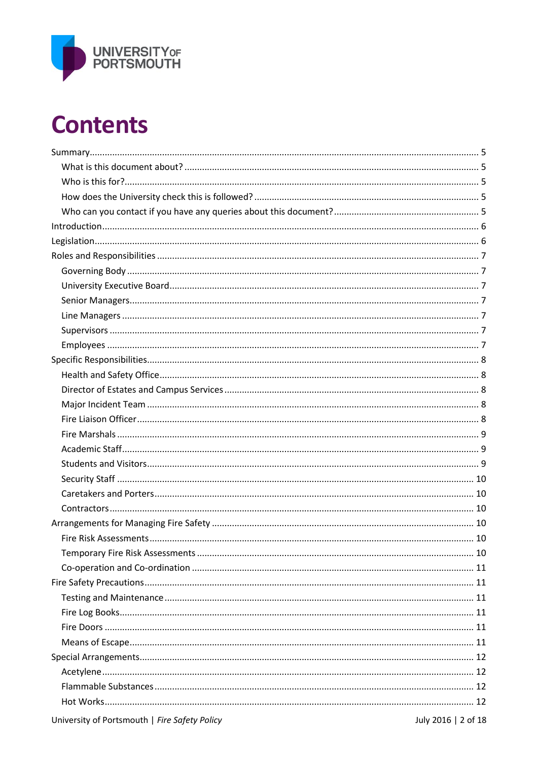# Contents

Summary ..... 5
- What is this document about? ..... 5
- Who is this for? ..... 5
- How does the University check this is followed? ..... 5
- Who can you contact if you have any queries about this document? ..... 5

Introduction ..... 6

Legislation ..... 6

Roles and Responsibilities ..... 7
- Governing Body ..... 7
- University Executive Board ..... 7
- Senior Managers ..... 7
- Line Managers ..... 7
- Supervisors ..... 7
- Employees ..... 7

Specific Responsibilities ..... 8
- Health and Safety Office ..... 8
- Director of Estates and Campus Services ..... 8
- Major Incident Team ..... 8
- Fire Liaison Officer ..... 8
- Fire Marshals ..... 9
- Academic Staff ..... 9
- Students and Visitors ..... 9
- Security Staff ..... 10
- Caretakers and Porters ..... 10
- Contractors ..... 10

Arrangements for Managing Fire Safety ..... 10
- Fire Risk Assessments ..... 10
- Temporary Fire Risk Assessments ..... 10
- Co-operation and Co-ordination ..... 11

Fire Safety Precautions ..... 11
- Testing and Maintenance ..... 11
- Fire Log Books ..... 11
- Fire Doors ..... 11
- Means of Escape ..... 11

Special Arrangements ..... 12
- Acetylene ..... 12
- Flammable Substances ..... 12
- Hot Works ..... 12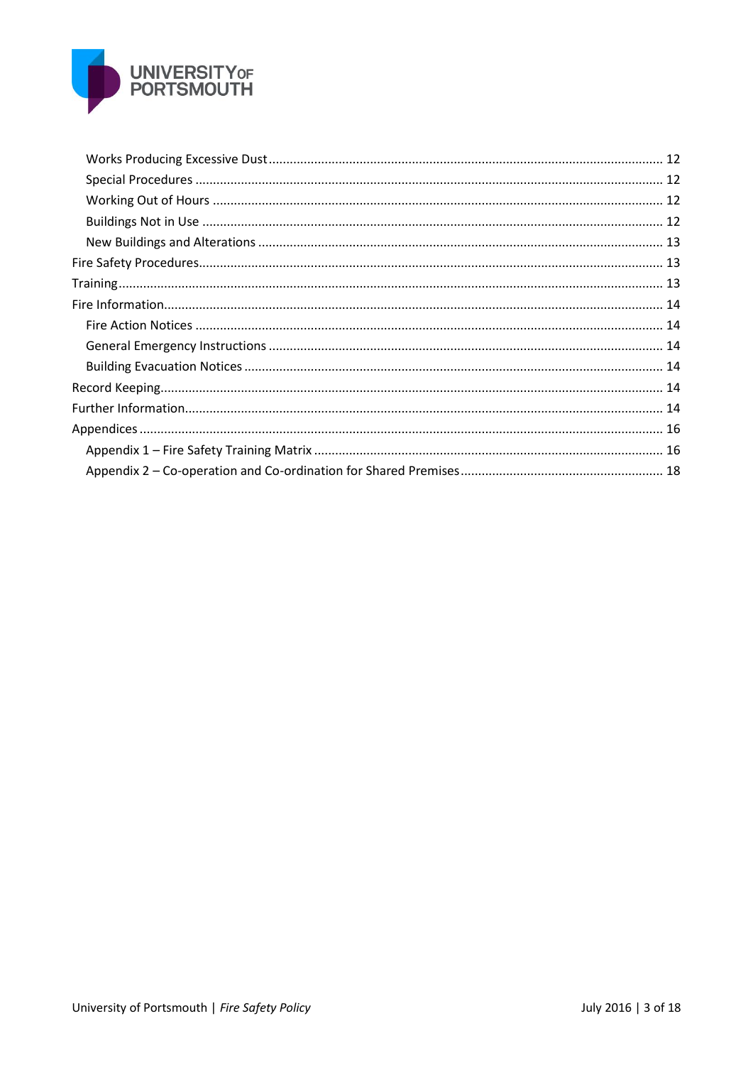- Works Producing Excessive Dust ........ 12
- Special Procedures ........ 12
- Working Out of Hours ........ 12
- Buildings Not in Use ........ 12
- New Buildings and Alterations ........ 13

Fire Safety Procedures ........ 13

Training ........ 13

Fire Information ........ 14

- Fire Action Notices ........ 14
- General Emergency Instructions ........ 14
- Building Evacuation Notices ........ 14

Record Keeping ........ 14

Further Information ........ 14

Appendices ........ 16

- Appendix 1 – Fire Safety Training Matrix ........ 16
- Appendix 2 – Co-operation and Co-ordination for Shared Premises ........ 18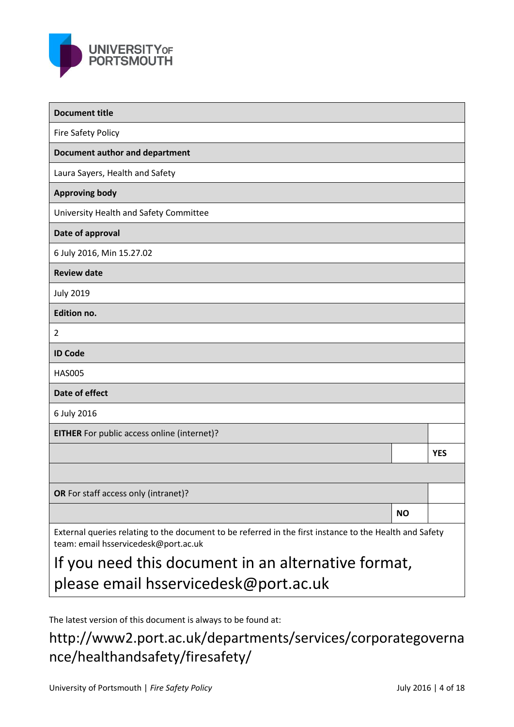UNIVERSITY OF PORTSMOUTH

| **Document title** | | |
|---|---|---|
| Fire Safety Policy | | |
| **Document author and department** | | |
| Laura Sayers, Health and Safety | | |
| **Approving body** | | |
| University Health and Safety Committee | | |
| **Date of approval** | | |
| 6 July 2016, Min 15.27.02 | | |
| **Review date** | | |
| July 2019 | | |
| **Edition no.** | | |
| 2 | | |
| **ID Code** | | |
| HAS005 | | |
| **Date of effect** | | |
| 6 July 2016 | | |
| **EITHER** For public access online (internet)? | | |
| | | **YES** |
| | | |
| **OR** For staff access only (intranet)? | | |
| | **NO** | |
| External queries relating to the document to be referred in the first instance to the Health and Safety team: email hsservicedesk@port.ac.uk | | |

If you need this document in an alternative format, please email hsservicedesk@port.ac.uk

The latest version of this document is always to be found at:

http://www2.port.ac.uk/departments/services/corporategovernance/healthandsafety/firesafety/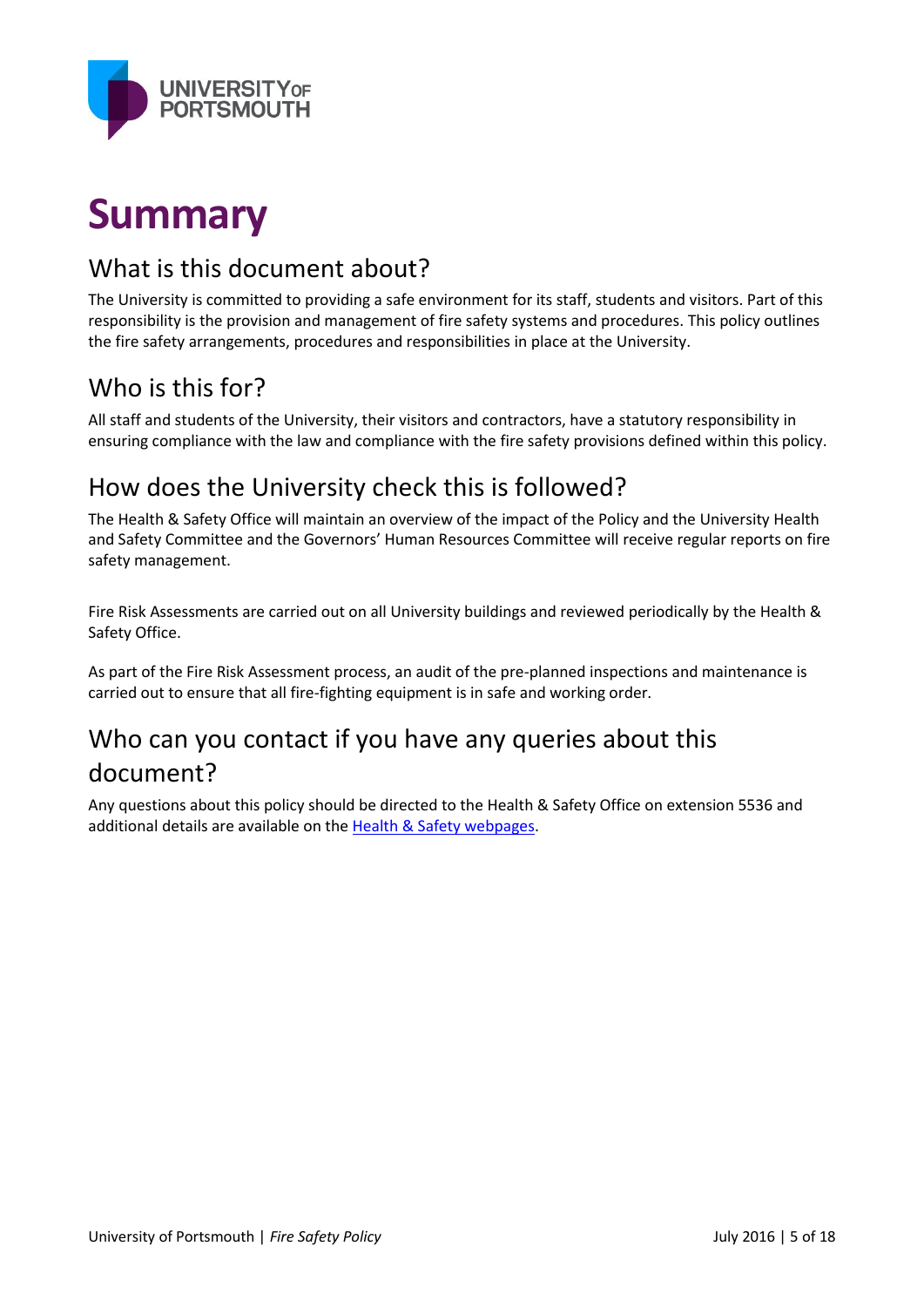# Summary

## What is this document about?

The University is committed to providing a safe environment for its staff, students and visitors. Part of this responsibility is the provision and management of fire safety systems and procedures. This policy outlines the fire safety arrangements, procedures and responsibilities in place at the University.

## Who is this for?

All staff and students of the University, their visitors and contractors, have a statutory responsibility in ensuring compliance with the law and compliance with the fire safety provisions defined within this policy.

## How does the University check this is followed?

The Health & Safety Office will maintain an overview of the impact of the Policy and the University Health and Safety Committee and the Governors' Human Resources Committee will receive regular reports on fire safety management.

Fire Risk Assessments are carried out on all University buildings and reviewed periodically by the Health & Safety Office.

As part of the Fire Risk Assessment process, an audit of the pre-planned inspections and maintenance is carried out to ensure that all fire-fighting equipment is in safe and working order.

## Who can you contact if you have any queries about this document?

Any questions about this policy should be directed to the Health & Safety Office on extension 5536 and additional details are available on the Health & Safety webpages.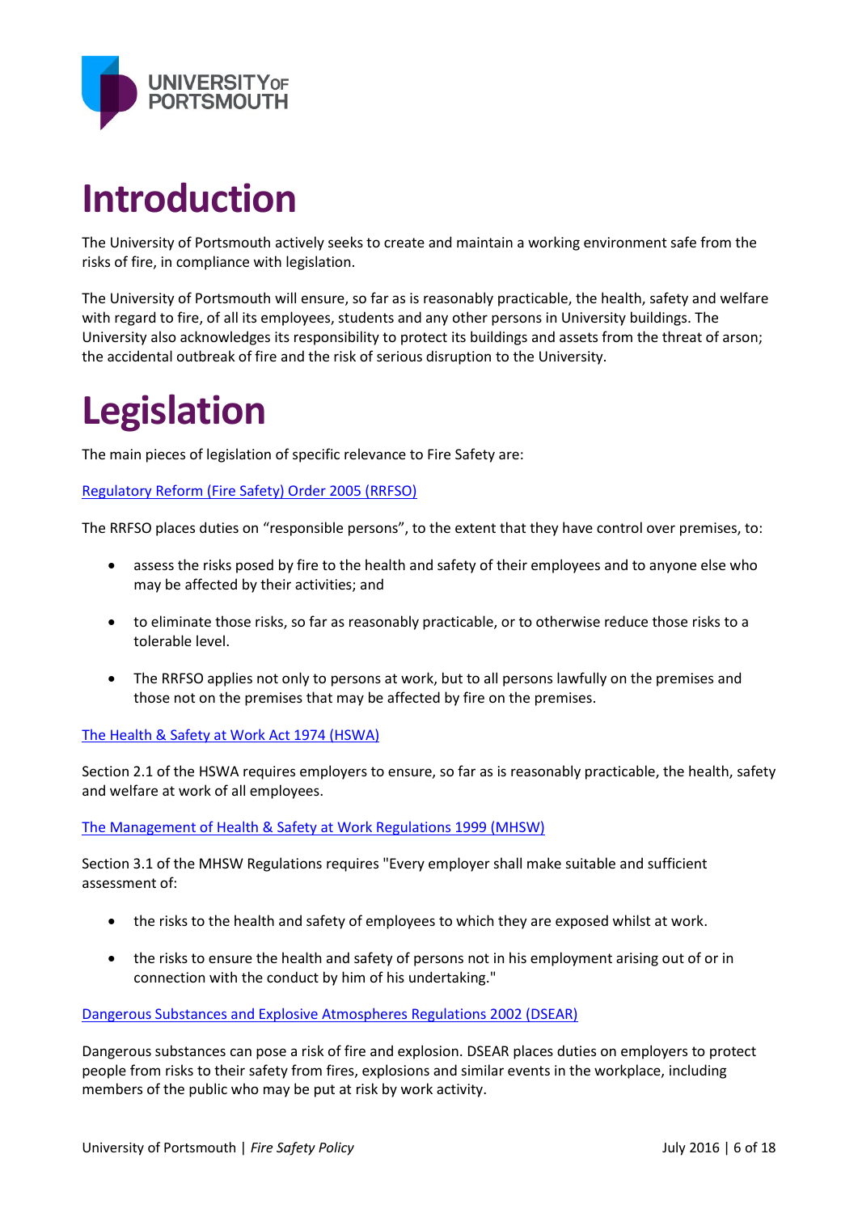# Introduction

The University of Portsmouth actively seeks to create and maintain a working environment safe from the risks of fire, in compliance with legislation.

The University of Portsmouth will ensure, so far as is reasonably practicable, the health, safety and welfare with regard to fire, of all its employees, students and any other persons in University buildings. The University also acknowledges its responsibility to protect its buildings and assets from the threat of arson; the accidental outbreak of fire and the risk of serious disruption to the University.

# Legislation

The main pieces of legislation of specific relevance to Fire Safety are:

Regulatory Reform (Fire Safety) Order 2005 (RRFSO)

The RRFSO places duties on "responsible persons", to the extent that they have control over premises, to:

- assess the risks posed by fire to the health and safety of their employees and to anyone else who may be affected by their activities; and
- to eliminate those risks, so far as reasonably practicable, or to otherwise reduce those risks to a tolerable level.
- The RRFSO applies not only to persons at work, but to all persons lawfully on the premises and those not on the premises that may be affected by fire on the premises.

The Health & Safety at Work Act 1974 (HSWA)

Section 2.1 of the HSWA requires employers to ensure, so far as is reasonably practicable, the health, safety and welfare at work of all employees.

The Management of Health & Safety at Work Regulations 1999 (MHSW)

Section 3.1 of the MHSW Regulations requires "Every employer shall make suitable and sufficient assessment of:

- the risks to the health and safety of employees to which they are exposed whilst at work.
- the risks to ensure the health and safety of persons not in his employment arising out of or in connection with the conduct by him of his undertaking."

Dangerous Substances and Explosive Atmospheres Regulations 2002 (DSEAR)

Dangerous substances can pose a risk of fire and explosion. DSEAR places duties on employers to protect people from risks to their safety from fires, explosions and similar events in the workplace, including members of the public who may be put at risk by work activity.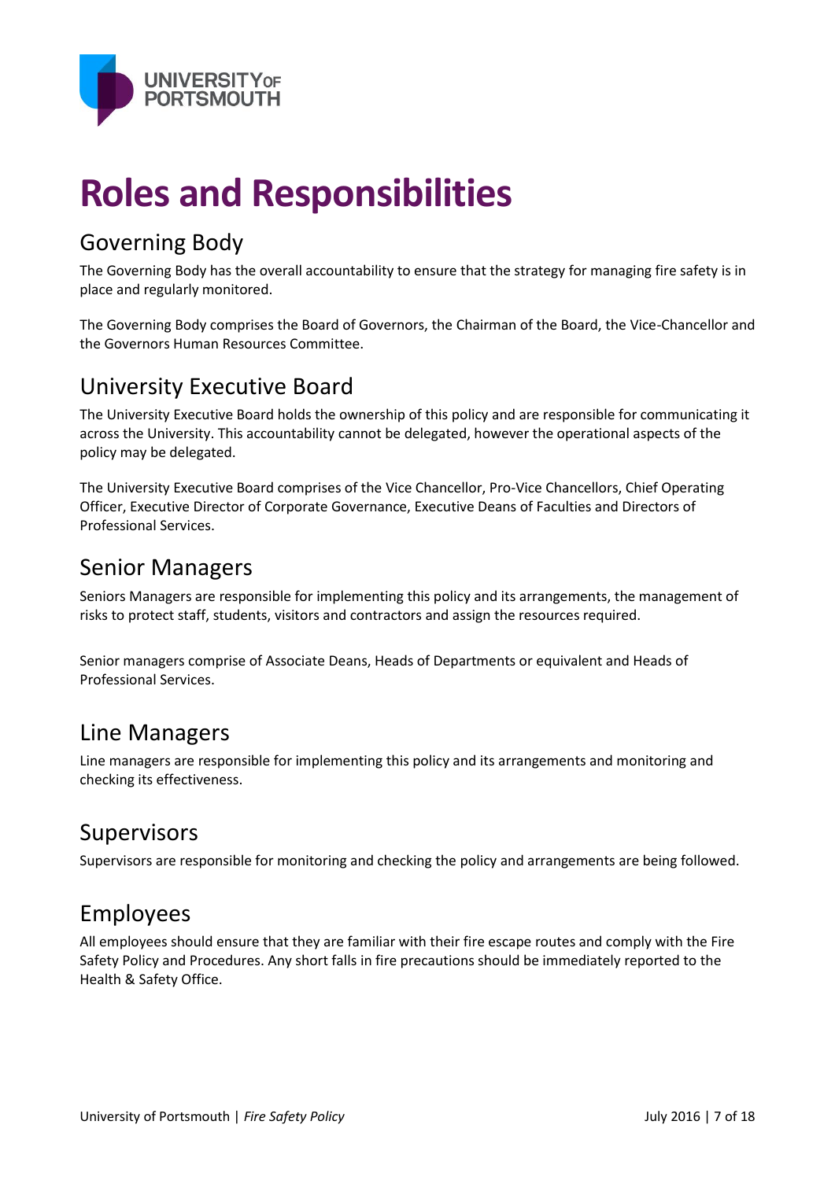# Roles and Responsibilities

## Governing Body

The Governing Body has the overall accountability to ensure that the strategy for managing fire safety is in place and regularly monitored.

The Governing Body comprises the Board of Governors, the Chairman of the Board, the Vice-Chancellor and the Governors Human Resources Committee.

## University Executive Board

The University Executive Board holds the ownership of this policy and are responsible for communicating it across the University. This accountability cannot be delegated, however the operational aspects of the policy may be delegated.

The University Executive Board comprises of the Vice Chancellor, Pro-Vice Chancellors, Chief Operating Officer, Executive Director of Corporate Governance, Executive Deans of Faculties and Directors of Professional Services.

## Senior Managers

Seniors Managers are responsible for implementing this policy and its arrangements, the management of risks to protect staff, students, visitors and contractors and assign the resources required.

Senior managers comprise of Associate Deans, Heads of Departments or equivalent and Heads of Professional Services.

## Line Managers

Line managers are responsible for implementing this policy and its arrangements and monitoring and checking its effectiveness.

## Supervisors

Supervisors are responsible for monitoring and checking the policy and arrangements are being followed.

## Employees

All employees should ensure that they are familiar with their fire escape routes and comply with the Fire Safety Policy and Procedures. Any short falls in fire precautions should be immediately reported to the Health & Safety Office.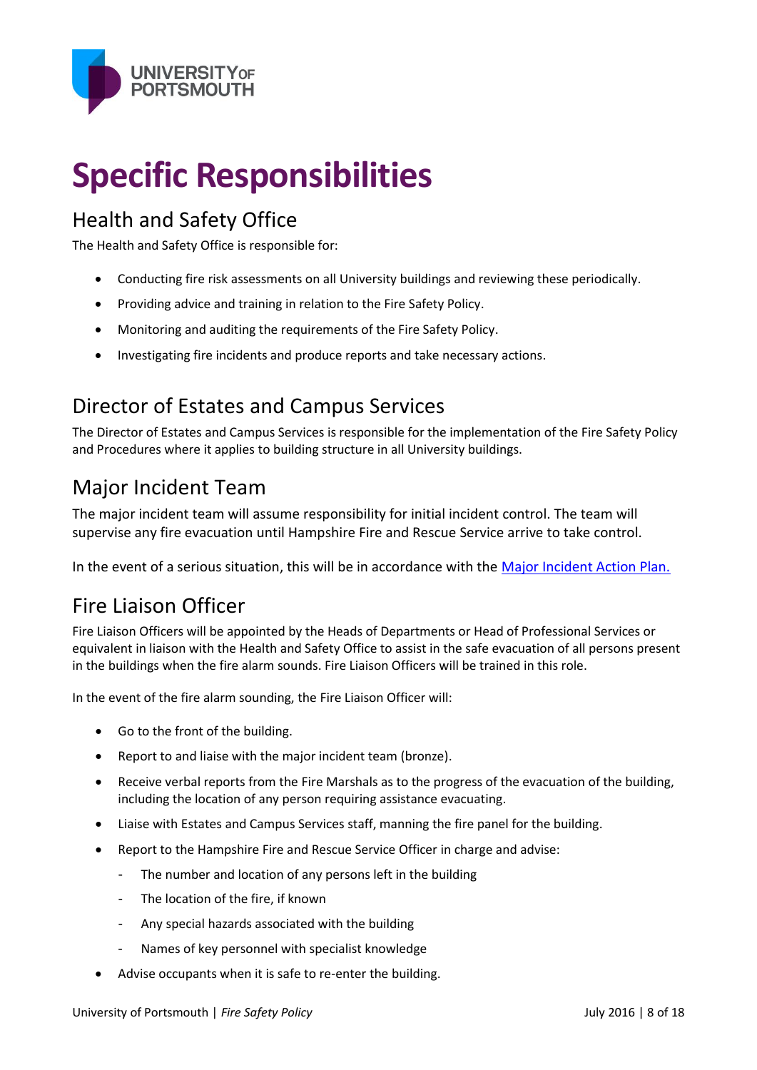# Specific Responsibilities

## Health and Safety Office

The Health and Safety Office is responsible for:

- Conducting fire risk assessments on all University buildings and reviewing these periodically.
- Providing advice and training in relation to the Fire Safety Policy.
- Monitoring and auditing the requirements of the Fire Safety Policy.
- Investigating fire incidents and produce reports and take necessary actions.

## Director of Estates and Campus Services

The Director of Estates and Campus Services is responsible for the implementation of the Fire Safety Policy and Procedures where it applies to building structure in all University buildings.

## Major Incident Team

The major incident team will assume responsibility for initial incident control. The team will supervise any fire evacuation until Hampshire Fire and Rescue Service arrive to take control.

In the event of a serious situation, this will be in accordance with the Major Incident Action Plan.

## Fire Liaison Officer

Fire Liaison Officers will be appointed by the Heads of Departments or Head of Professional Services or equivalent in liaison with the Health and Safety Office to assist in the safe evacuation of all persons present in the buildings when the fire alarm sounds. Fire Liaison Officers will be trained in this role.

In the event of the fire alarm sounding, the Fire Liaison Officer will:

- Go to the front of the building.
- Report to and liaise with the major incident team (bronze).
- Receive verbal reports from the Fire Marshals as to the progress of the evacuation of the building, including the location of any person requiring assistance evacuating.
- Liaise with Estates and Campus Services staff, manning the fire panel for the building.
- Report to the Hampshire Fire and Rescue Service Officer in charge and advise:
  - The number and location of any persons left in the building
  - The location of the fire, if known
  - Any special hazards associated with the building
  - Names of key personnel with specialist knowledge
- Advise occupants when it is safe to re-enter the building.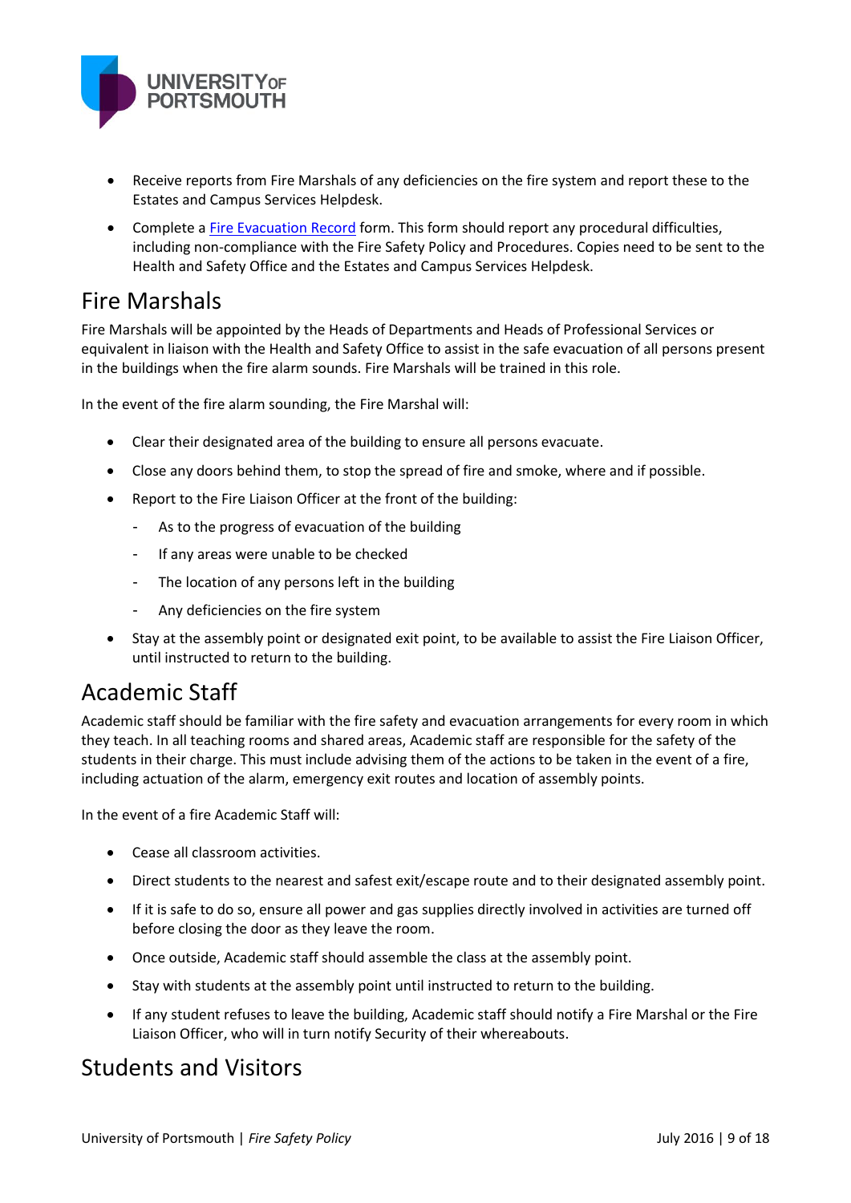- Receive reports from Fire Marshals of any deficiencies on the fire system and report these to the Estates and Campus Services Helpdesk.
- Complete a [Fire Evacuation Record](#) form. This form should report any procedural difficulties, including non-compliance with the Fire Safety Policy and Procedures. Copies need to be sent to the Health and Safety Office and the Estates and Campus Services Helpdesk.

## Fire Marshals

Fire Marshals will be appointed by the Heads of Departments and Heads of Professional Services or equivalent in liaison with the Health and Safety Office to assist in the safe evacuation of all persons present in the buildings when the fire alarm sounds. Fire Marshals will be trained in this role.

In the event of the fire alarm sounding, the Fire Marshal will:

- Clear their designated area of the building to ensure all persons evacuate.
- Close any doors behind them, to stop the spread of fire and smoke, where and if possible.
- Report to the Fire Liaison Officer at the front of the building:
  - As to the progress of evacuation of the building
  - If any areas were unable to be checked
  - The location of any persons left in the building
  - Any deficiencies on the fire system
- Stay at the assembly point or designated exit point, to be available to assist the Fire Liaison Officer, until instructed to return to the building.

## Academic Staff

Academic staff should be familiar with the fire safety and evacuation arrangements for every room in which they teach. In all teaching rooms and shared areas, Academic staff are responsible for the safety of the students in their charge. This must include advising them of the actions to be taken in the event of a fire, including actuation of the alarm, emergency exit routes and location of assembly points.

In the event of a fire Academic Staff will:

- Cease all classroom activities.
- Direct students to the nearest and safest exit/escape route and to their designated assembly point.
- If it is safe to do so, ensure all power and gas supplies directly involved in activities are turned off before closing the door as they leave the room.
- Once outside, Academic staff should assemble the class at the assembly point.
- Stay with students at the assembly point until instructed to return to the building.
- If any student refuses to leave the building, Academic staff should notify a Fire Marshal or the Fire Liaison Officer, who will in turn notify Security of their whereabouts.

## Students and Visitors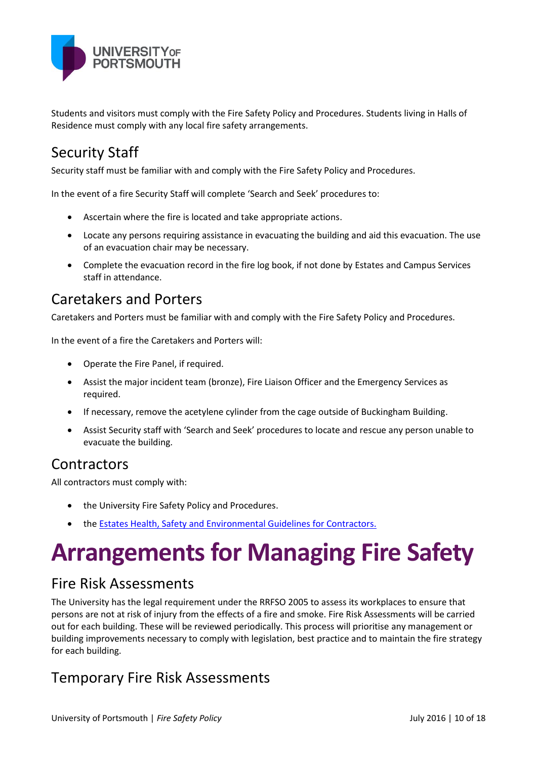Students and visitors must comply with the Fire Safety Policy and Procedures. Students living in Halls of Residence must comply with any local fire safety arrangements.

## Security Staff

Security staff must be familiar with and comply with the Fire Safety Policy and Procedures.

In the event of a fire Security Staff will complete 'Search and Seek' procedures to:

- Ascertain where the fire is located and take appropriate actions.
- Locate any persons requiring assistance in evacuating the building and aid this evacuation. The use of an evacuation chair may be necessary.
- Complete the evacuation record in the fire log book, if not done by Estates and Campus Services staff in attendance.

## Caretakers and Porters

Caretakers and Porters must be familiar with and comply with the Fire Safety Policy and Procedures.

In the event of a fire the Caretakers and Porters will:

- Operate the Fire Panel, if required.
- Assist the major incident team (bronze), Fire Liaison Officer and the Emergency Services as required.
- If necessary, remove the acetylene cylinder from the cage outside of Buckingham Building.
- Assist Security staff with 'Search and Seek' procedures to locate and rescue any person unable to evacuate the building.

## Contractors

All contractors must comply with:

- the University Fire Safety Policy and Procedures.
- the Estates Health, Safety and Environmental Guidelines for Contractors.

# Arrangements for Managing Fire Safety

## Fire Risk Assessments

The University has the legal requirement under the RRFSO 2005 to assess its workplaces to ensure that persons are not at risk of injury from the effects of a fire and smoke. Fire Risk Assessments will be carried out for each building. These will be reviewed periodically. This process will prioritise any management or building improvements necessary to comply with legislation, best practice and to maintain the fire strategy for each building.

## Temporary Fire Risk Assessments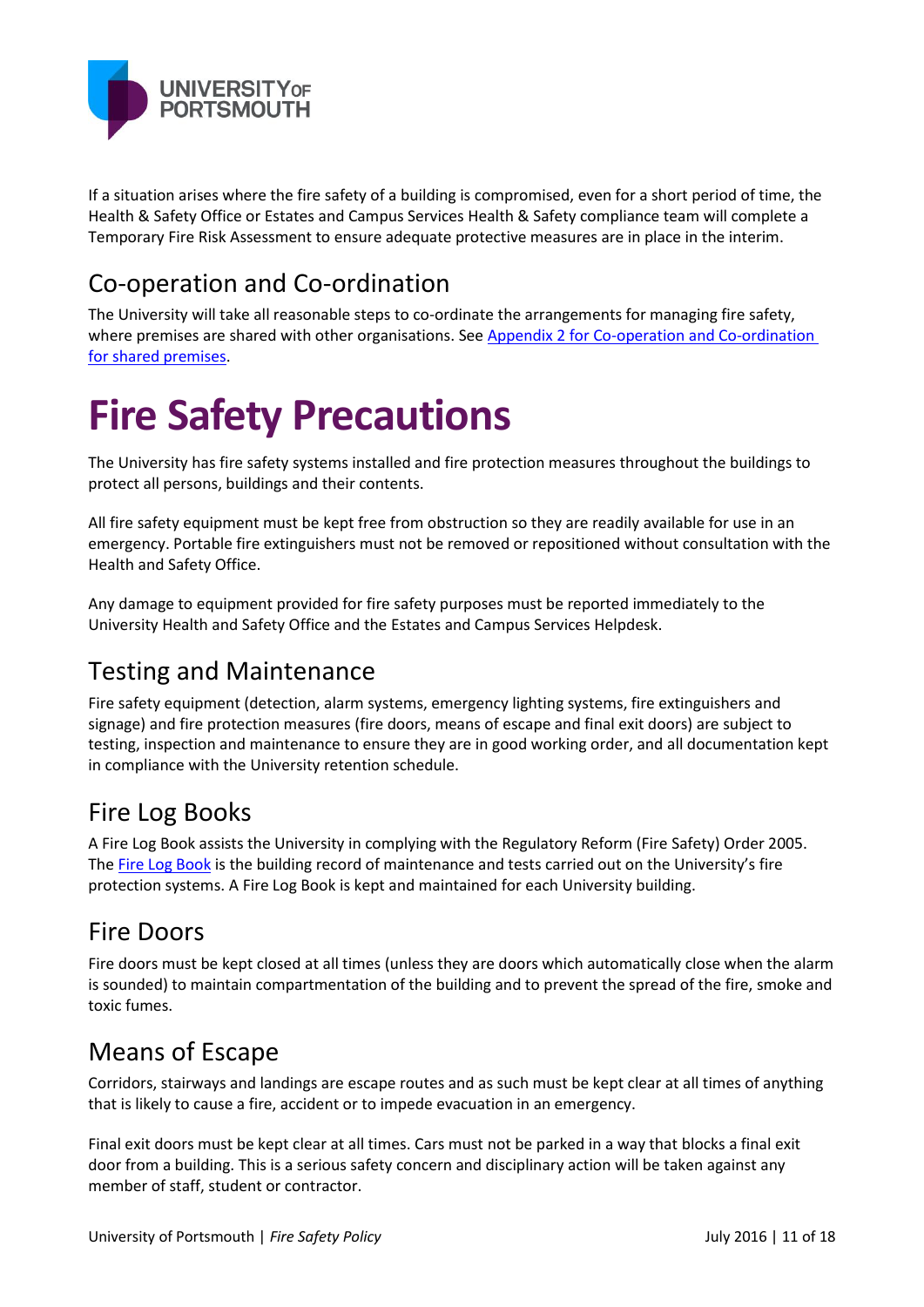If a situation arises where the fire safety of a building is compromised, even for a short period of time, the Health & Safety Office or Estates and Campus Services Health & Safety compliance team will complete a Temporary Fire Risk Assessment to ensure adequate protective measures are in place in the interim.

## Co-operation and Co-ordination

The University will take all reasonable steps to co-ordinate the arrangements for managing fire safety, where premises are shared with other organisations. See [Appendix 2 for Co-operation and Co-ordination for shared premises].

# Fire Safety Precautions

The University has fire safety systems installed and fire protection measures throughout the buildings to protect all persons, buildings and their contents.

All fire safety equipment must be kept free from obstruction so they are readily available for use in an emergency. Portable fire extinguishers must not be removed or repositioned without consultation with the Health and Safety Office.

Any damage to equipment provided for fire safety purposes must be reported immediately to the University Health and Safety Office and the Estates and Campus Services Helpdesk.

## Testing and Maintenance

Fire safety equipment (detection, alarm systems, emergency lighting systems, fire extinguishers and signage) and fire protection measures (fire doors, means of escape and final exit doors) are subject to testing, inspection and maintenance to ensure they are in good working order, and all documentation kept in compliance with the University retention schedule.

## Fire Log Books

A Fire Log Book assists the University in complying with the Regulatory Reform (Fire Safety) Order 2005. The [Fire Log Book] is the building record of maintenance and tests carried out on the University's fire protection systems. A Fire Log Book is kept and maintained for each University building.

## Fire Doors

Fire doors must be kept closed at all times (unless they are doors which automatically close when the alarm is sounded) to maintain compartmentation of the building and to prevent the spread of the fire, smoke and toxic fumes.

## Means of Escape

Corridors, stairways and landings are escape routes and as such must be kept clear at all times of anything that is likely to cause a fire, accident or to impede evacuation in an emergency.

Final exit doors must be kept clear at all times. Cars must not be parked in a way that blocks a final exit door from a building. This is a serious safety concern and disciplinary action will be taken against any member of staff, student or contractor.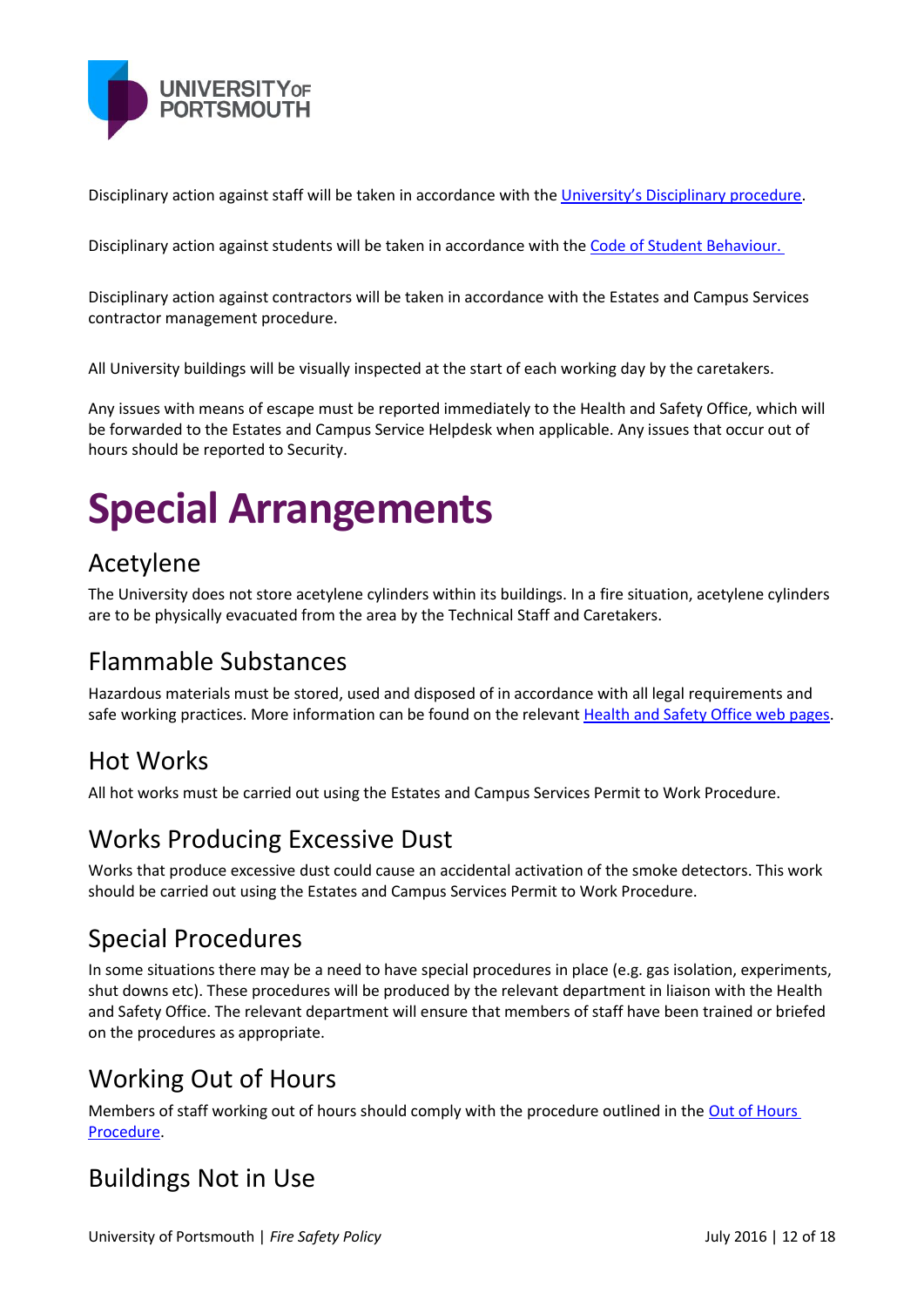Disciplinary action against staff will be taken in accordance with the University's Disciplinary procedure.

Disciplinary action against students will be taken in accordance with the Code of Student Behaviour.

Disciplinary action against contractors will be taken in accordance with the Estates and Campus Services contractor management procedure.

All University buildings will be visually inspected at the start of each working day by the caretakers.

Any issues with means of escape must be reported immediately to the Health and Safety Office, which will be forwarded to the Estates and Campus Service Helpdesk when applicable. Any issues that occur out of hours should be reported to Security.

# Special Arrangements

## Acetylene

The University does not store acetylene cylinders within its buildings. In a fire situation, acetylene cylinders are to be physically evacuated from the area by the Technical Staff and Caretakers.

## Flammable Substances

Hazardous materials must be stored, used and disposed of in accordance with all legal requirements and safe working practices. More information can be found on the relevant Health and Safety Office web pages.

## Hot Works

All hot works must be carried out using the Estates and Campus Services Permit to Work Procedure.

## Works Producing Excessive Dust

Works that produce excessive dust could cause an accidental activation of the smoke detectors. This work should be carried out using the Estates and Campus Services Permit to Work Procedure.

## Special Procedures

In some situations there may be a need to have special procedures in place (e.g. gas isolation, experiments, shut downs etc). These procedures will be produced by the relevant department in liaison with the Health and Safety Office. The relevant department will ensure that members of staff have been trained or briefed on the procedures as appropriate.

## Working Out of Hours

Members of staff working out of hours should comply with the procedure outlined in the Out of Hours Procedure.

## Buildings Not in Use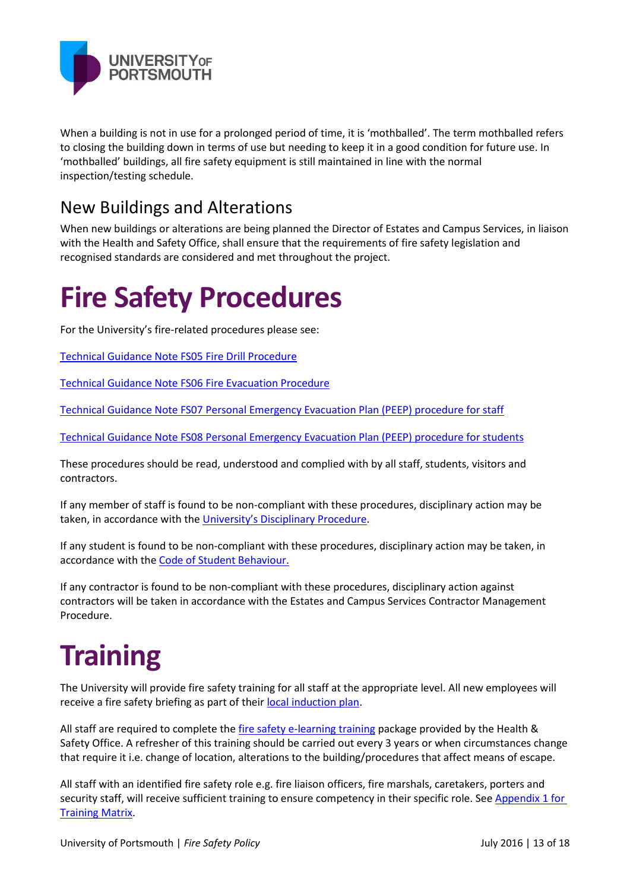When a building is not in use for a prolonged period of time, it is 'mothballed'. The term mothballed refers to closing the building down in terms of use but needing to keep it in a good condition for future use. In 'mothballed' buildings, all fire safety equipment is still maintained in line with the normal inspection/testing schedule.

## New Buildings and Alterations

When new buildings or alterations are being planned the Director of Estates and Campus Services, in liaison with the Health and Safety Office, shall ensure that the requirements of fire safety legislation and recognised standards are considered and met throughout the project.

# Fire Safety Procedures

For the University's fire-related procedures please see:

Technical Guidance Note FS05 Fire Drill Procedure

Technical Guidance Note FS06 Fire Evacuation Procedure

Technical Guidance Note FS07 Personal Emergency Evacuation Plan (PEEP) procedure for staff

Technical Guidance Note FS08 Personal Emergency Evacuation Plan (PEEP) procedure for students

These procedures should be read, understood and complied with by all staff, students, visitors and contractors.

If any member of staff is found to be non-compliant with these procedures, disciplinary action may be taken, in accordance with the University's Disciplinary Procedure.

If any student is found to be non-compliant with these procedures, disciplinary action may be taken, in accordance with the Code of Student Behaviour.

If any contractor is found to be non-compliant with these procedures, disciplinary action against contractors will be taken in accordance with the Estates and Campus Services Contractor Management Procedure.

# Training

The University will provide fire safety training for all staff at the appropriate level. All new employees will receive a fire safety briefing as part of their local induction plan.

All staff are required to complete the fire safety e-learning training package provided by the Health & Safety Office. A refresher of this training should be carried out every 3 years or when circumstances change that require it i.e. change of location, alterations to the building/procedures that affect means of escape.

All staff with an identified fire safety role e.g. fire liaison officers, fire marshals, caretakers, porters and security staff, will receive sufficient training to ensure competency in their specific role. See Appendix 1 for Training Matrix.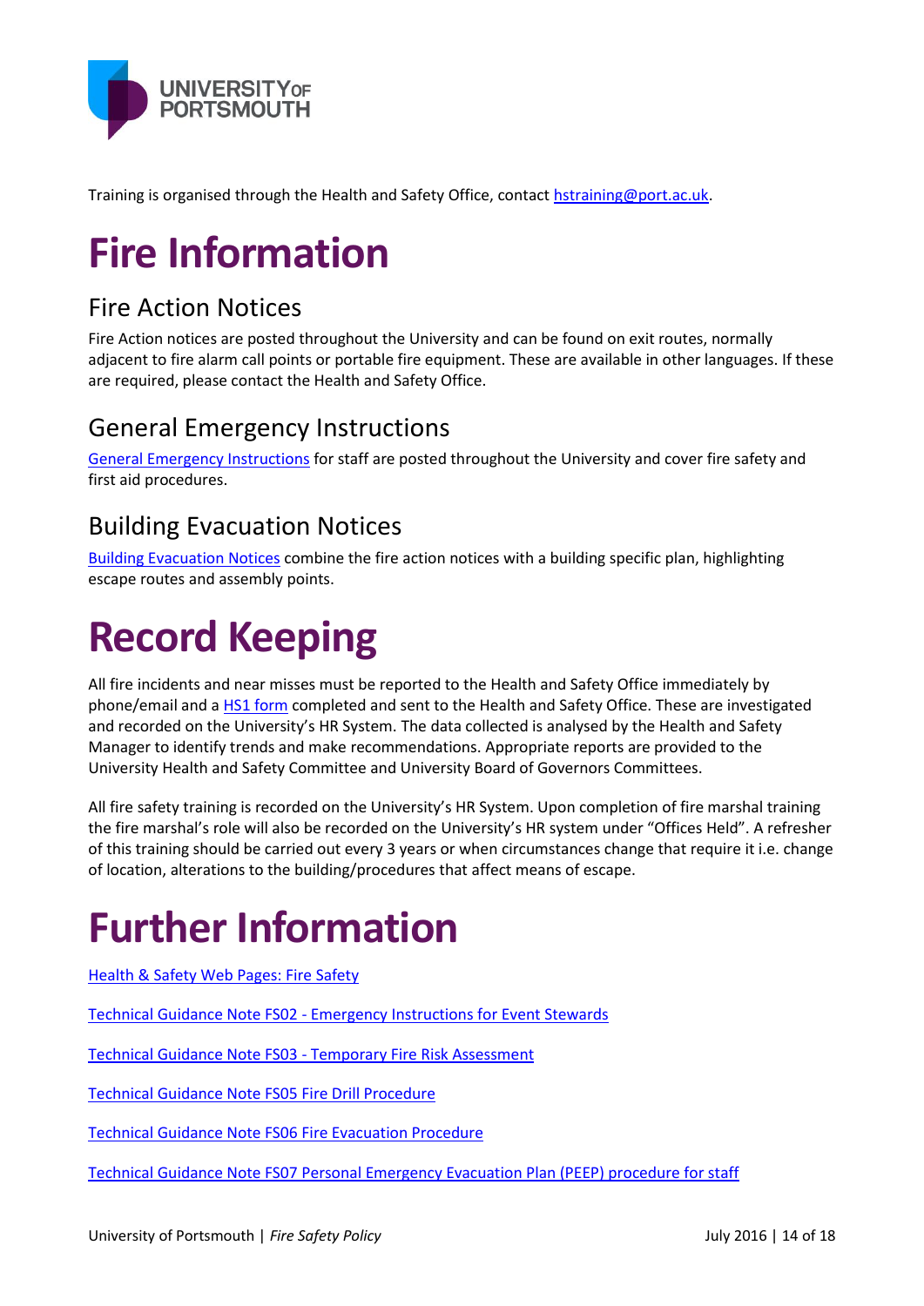Training is organised through the Health and Safety Office, contact [hstraining@port.ac.uk](mailto:hstraining@port.ac.uk).

# Fire Information

## Fire Action Notices

Fire Action notices are posted throughout the University and can be found on exit routes, normally adjacent to fire alarm call points or portable fire equipment. These are available in other languages. If these are required, please contact the Health and Safety Office.

## General Emergency Instructions

General Emergency Instructions for staff are posted throughout the University and cover fire safety and first aid procedures.

## Building Evacuation Notices

Building Evacuation Notices combine the fire action notices with a building specific plan, highlighting escape routes and assembly points.

# Record Keeping

All fire incidents and near misses must be reported to the Health and Safety Office immediately by phone/email and a HS1 form completed and sent to the Health and Safety Office. These are investigated and recorded on the University's HR System. The data collected is analysed by the Health and Safety Manager to identify trends and make recommendations. Appropriate reports are provided to the University Health and Safety Committee and University Board of Governors Committees.

All fire safety training is recorded on the University's HR System. Upon completion of fire marshal training the fire marshal's role will also be recorded on the University's HR system under "Offices Held". A refresher of this training should be carried out every 3 years or when circumstances change that require it i.e. change of location, alterations to the building/procedures that affect means of escape.

# Further Information

Health & Safety Web Pages: Fire Safety

Technical Guidance Note FS02 - Emergency Instructions for Event Stewards

Technical Guidance Note FS03 - Temporary Fire Risk Assessment

Technical Guidance Note FS05 Fire Drill Procedure

Technical Guidance Note FS06 Fire Evacuation Procedure

Technical Guidance Note FS07 Personal Emergency Evacuation Plan (PEEP) procedure for staff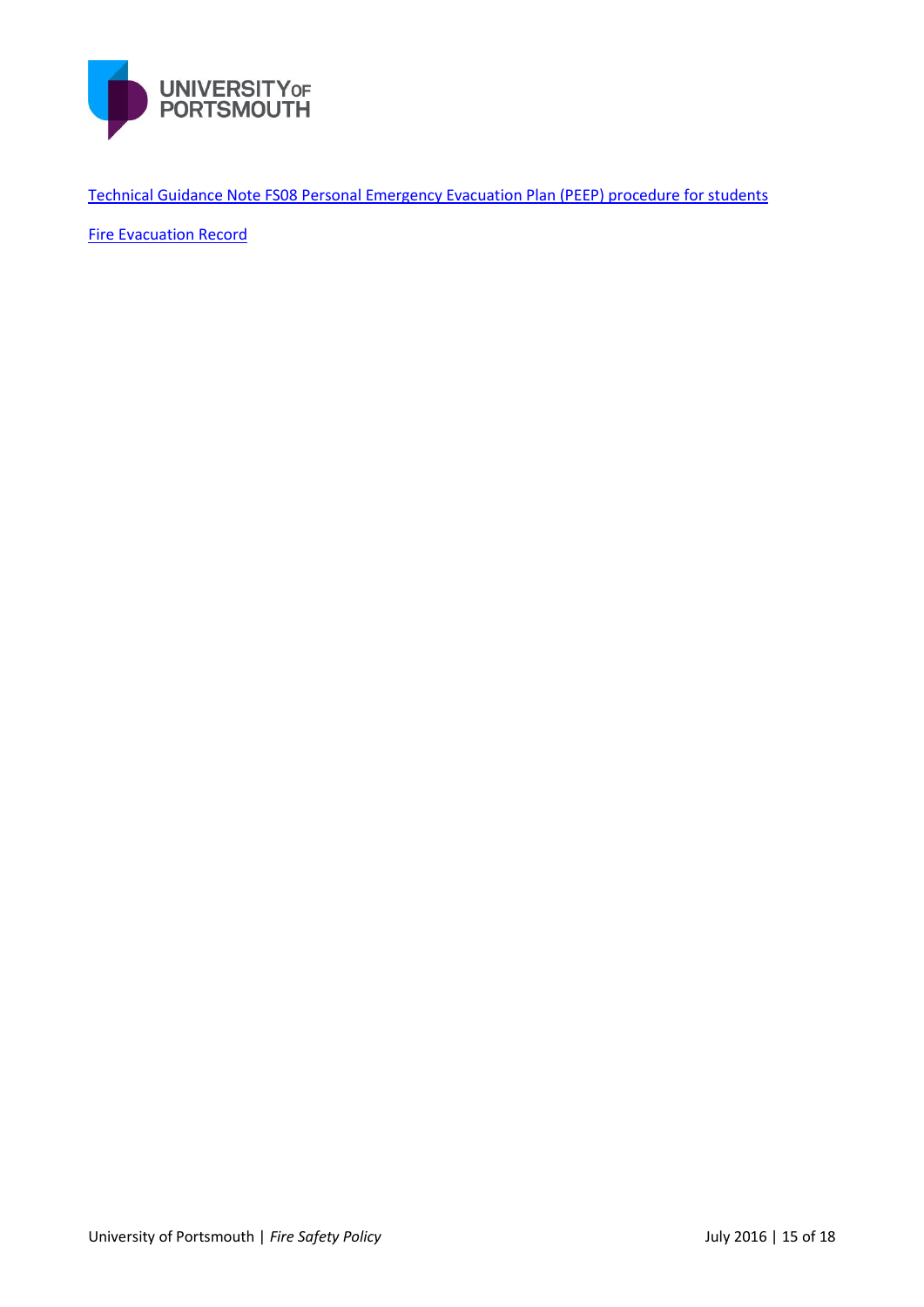[Technical Guidance Note FS08 Personal Emergency Evacuation Plan (PEEP) procedure for students]

[Fire Evacuation Record]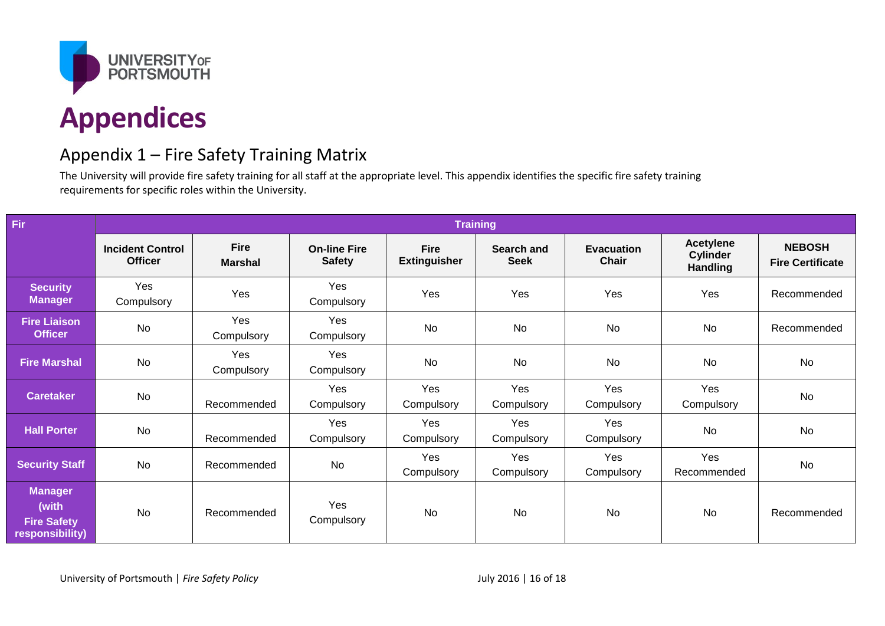# Appendices

## Appendix 1 – Fire Safety Training Matrix

The University will provide fire safety training for all staff at the appropriate level. This appendix identifies the specific fire safety training requirements for specific roles within the University.

| Fir | Training | | | | | | | |
|---|---|---|---|---|---|---|---|---|
| | **Incident Control Officer** | **Fire Marshal** | **On-line Fire Safety** | **Fire Extinguisher** | **Search and Seek** | **Evacuation Chair** | **Acetylene Cylinder Handling** | **NEBOSH Fire Certificate** |
| **Security Manager** | Yes Compulsory | Yes | Yes Compulsory | Yes | Yes | Yes | Yes | Recommended |
| **Fire Liaison Officer** | No | Yes Compulsory | Yes Compulsory | No | No | No | No | Recommended |
| **Fire Marshal** | No | Yes Compulsory | Yes Compulsory | No | No | No | No | No |
| **Caretaker** | No | Recommended | Yes Compulsory | Yes Compulsory | Yes Compulsory | Yes Compulsory | Yes Compulsory | No |
| **Hall Porter** | No | Recommended | Yes Compulsory | Yes Compulsory | Yes Compulsory | Yes Compulsory | No | No |
| **Security Staff** | No | Recommended | No | Yes Compulsory | Yes Compulsory | Yes Compulsory | Yes Recommended | No |
| **Manager (with Fire Safety responsibility)** | No | Recommended | Yes Compulsory | No | No | No | No | Recommended |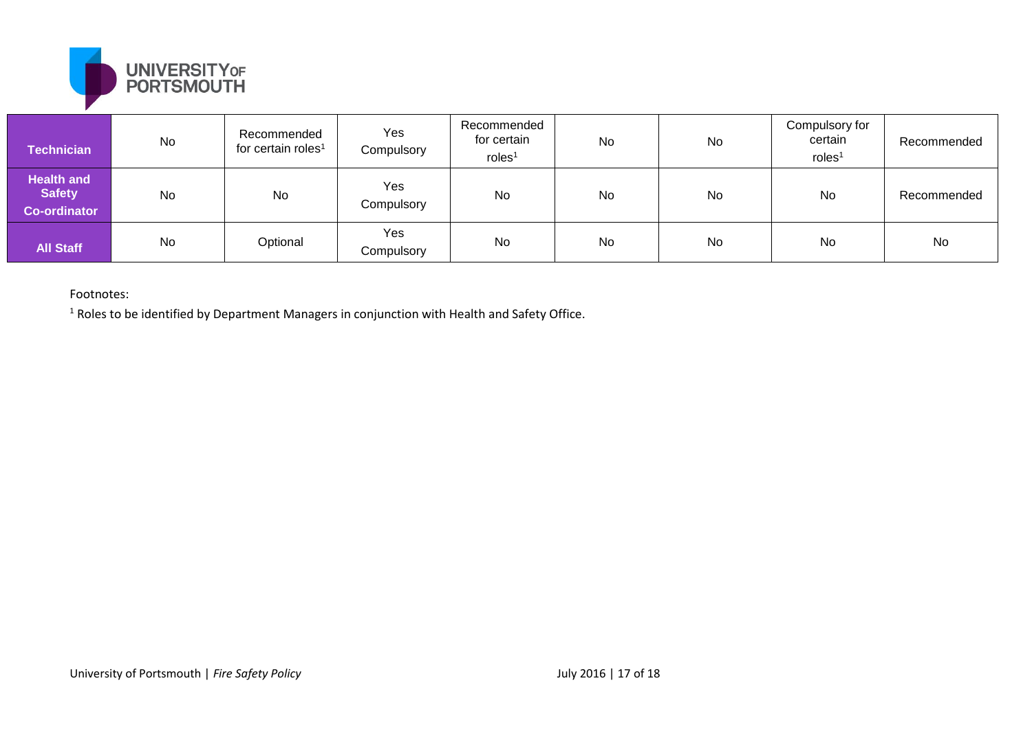| | | | | | | | | |
|---|---|---|---|---|---|---|---|---|
| **Technician** | No | Recommended for certain roles[1] | Yes Compulsory | Recommended for certain roles[1] | No | No | Compulsory for certain roles[1] | Recommended |
| **Health and Safety Co-ordinator** | No | No | Yes Compulsory | No | No | No | No | Recommended |
| **All Staff** | No | Optional | Yes Compulsory | No | No | No | No | No |

Footnotes:

[1] Roles to be identified by Department Managers in conjunction with Health and Safety Office.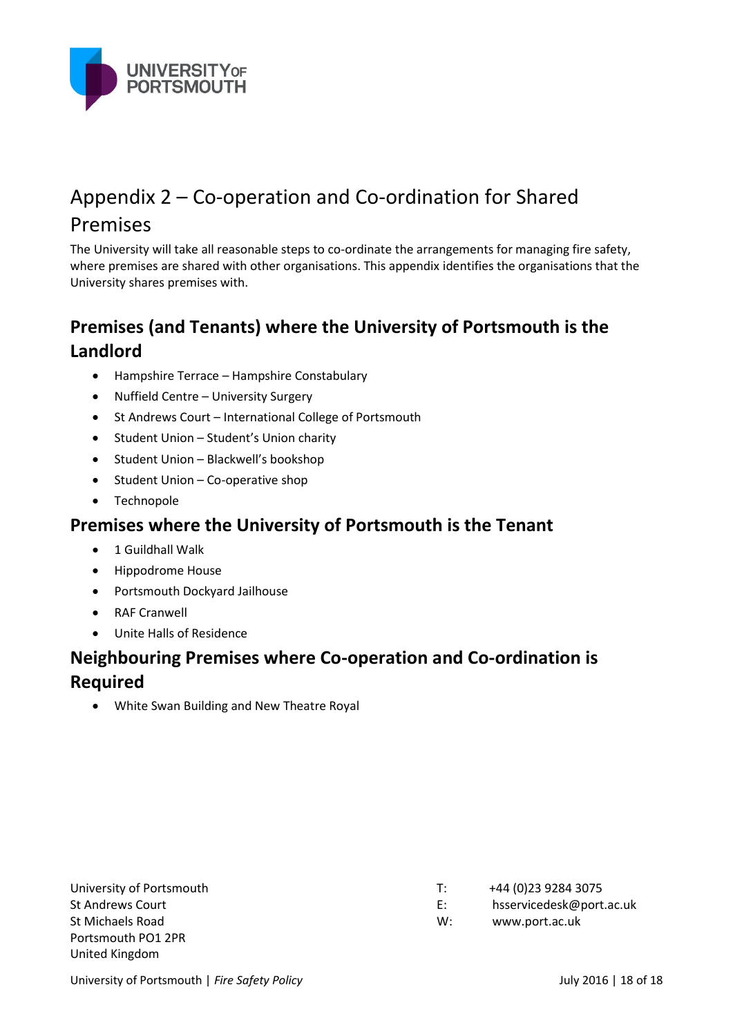# Appendix 2 – Co-operation and Co-ordination for Shared Premises

The University will take all reasonable steps to co-ordinate the arrangements for managing fire safety, where premises are shared with other organisations. This appendix identifies the organisations that the University shares premises with.

## Premises (and Tenants) where the University of Portsmouth is the Landlord

- Hampshire Terrace – Hampshire Constabulary
- Nuffield Centre – University Surgery
- St Andrews Court – International College of Portsmouth
- Student Union – Student's Union charity
- Student Union – Blackwell's bookshop
- Student Union – Co-operative shop
- Technopole

## Premises where the University of Portsmouth is the Tenant

- 1 Guildhall Walk
- Hippodrome House
- Portsmouth Dockyard Jailhouse
- RAF Cranwell
- Unite Halls of Residence

## Neighbouring Premises where Co-operation and Co-ordination is Required

- White Swan Building and New Theatre Royal

University of Portsmouth
St Andrews Court
St Michaels Road
Portsmouth PO1 2PR
United Kingdom

T: +44 (0)23 9284 3075
E: hsservicedesk@port.ac.uk
W: www.port.ac.uk